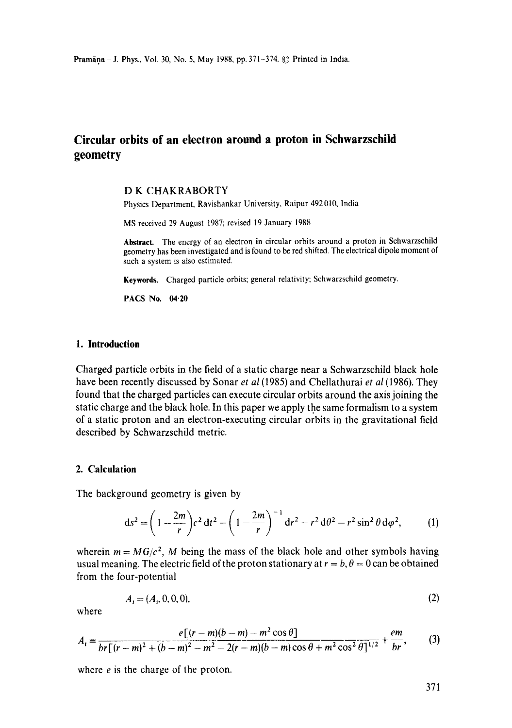# Circular orbits of an electron around a proton in Schwarzschild geometry

D K CHAKRABORTY

Physics Department, Ravishankar University, Raipur 492 010, India

MS received 29 August 1987; revised 19 January 1988

**Abstract.** The energy of an electron in circular orbits around a proton in Schwarzschild geometry has been investigated and is found to be red shifted. The electrical dipole moment of such a system is also estimated.

**Keywords.** Charged particle orbits; general relativity; Schwarzschild geometry.

**PACS No. 04·20**

## 1. Introduction

Charged particle orbits in the field of a static charge near a Schwarzschild black hole have been recently discussed by Sonar *et al* (1985) and Chellathurai *et al* (1986). They found that the charged particles can execute circular orbits around the axis joining the static charge and the black hole. In this paper we apply the same formalism to a system of a static proton and an electron-executing circular orbits in the gravitational field described by Schwarzschild metric.

## 2. Calculation

The background geometry is given by

$$ds^2 = \left(1 - \frac{2m}{r}\right)c^2\,dt^2 - \left(1 - \frac{2m}{r}\right)^{-1} dr^2 - r^2\,d\theta^2 - r^2 \sin^2\theta\,d\varphi^2, \tag{1}$$

wherein $m = MG/c^2$, $M$ being the mass of the black hole and other symbols having usual meaning. The electric field of the proton stationary at $r = b, \theta = 0$ can be obtained from the four-potential

$$A_i = (A_t, 0, 0, 0), \tag{2}$$

where

$$A_t = \frac{e[(r-m)(b-m) - m^2\cos\theta]}{br[(r-m)^2 + (b-m)^2 - m^2 - 2(r-m)(b-m)\cos\theta + m^2\cos^2\theta]^{1/2}} + \frac{em}{br}, \tag{3}$$

where $e$ is the charge of the proton.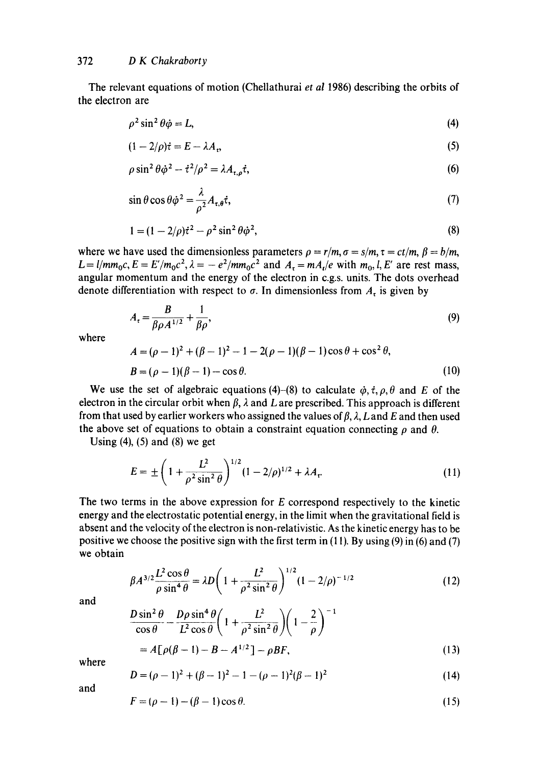The relevant equations of motion (Chellathurai *et al* 1986) describing the orbits of the electron are

$$\rho^2 \sin^2\theta\dot{\varphi} = L, \tag{4}$$

$$(1 - 2/\rho)\dot{\tau} = E - \lambda A_\tau, \tag{5}$$

$$\rho \sin^2\theta\dot{\varphi}^2 - \dot{\tau}^2/\rho^2 = \lambda A_{\tau,\rho}\dot{\tau}, \tag{6}$$

$$\sin\theta\cos\theta\dot{\varphi}^2 = \frac{\lambda}{\rho^2}A_{\tau,\theta}\dot{\tau}, \tag{7}$$

$$1 = (1 - 2/\rho)\dot{\tau}^2 - \rho^2\sin^2\theta\dot{\varphi}^2, \tag{8}$$

where we have used the dimensionless parameters $\rho = r/m, \sigma = s/m, \tau = ct/m, \beta = b/m$, $L = l/mm_0c, E = E'/m_0c^2, \lambda = -e^2/mm_0c^2$ and $A_\tau = mA_t/e$ with $m_0, l, E'$ are rest mass, angular momentum and the energy of the electron in c.g.s. units. The dots overhead denote differentiation with respect to $\sigma$. In dimensionless from $A_\tau$ is given by

$$A_\tau = \frac{B}{\beta\rho A^{1/2}} + \frac{1}{\beta\rho}, \tag{9}$$

where

$$A = (\rho - 1)^2 + (\beta - 1)^2 - 1 - 2(\rho - 1)(\beta - 1)\cos\theta + \cos^2\theta,$$

$$B = (\rho - 1)(\beta - 1) - \cos\theta. \tag{10}$$

We use the set of algebraic equations (4)–(8) to calculate $\dot{\varphi}, \dot{\tau}, \rho, \theta$ and $E$ of the electron in the circular orbit when $\beta, \lambda$ and $L$ are prescribed. This approach is different from that used by earlier workers who assigned the values of $\beta, \lambda, L$ and $E$ and then used the above set of equations to obtain a constraint equation connecting $\rho$ and $\theta$.

Using (4), (5) and (8) we get

$$E = \pm\left(1 + \frac{L^2}{\rho^2\sin^2\theta}\right)^{1/2}(1 - 2/\rho)^{1/2} + \lambda A_\tau. \tag{11}$$

The two terms in the above expression for $E$ correspond respectively to the kinetic energy and the electrostatic potential energy, in the limit when the gravitational field is absent and the velocity of the electron is non-relativistic. As the kinetic energy has to be positive we choose the positive sign with the first term in (11). By using (9) in (6) and (7) we obtain

$$\beta A^{3/2}\frac{L^2\cos\theta}{\rho\sin^4\theta} = \lambda D\left(1 + \frac{L^2}{\rho^2\sin^2\theta}\right)^{1/2}(1 - 2/\rho)^{-1/2} \tag{12}$$

and

$$\frac{D\sin^2\theta}{\cos\theta} - \frac{D\rho\sin^4\theta}{L^2\cos\theta}\left(1 + \frac{L^2}{\rho^2\sin^2\theta}\right)\left(1 - \frac{2}{\rho}\right)^{-1}$$

$$= A[\rho(\beta - 1) - B - A^{1/2}] - \rho BF, \tag{13}$$

where

$$D = (\rho - 1)^2 + (\beta - 1)^2 - 1 - (\rho - 1)^2(\beta - 1)^2 \tag{14}$$

and

$$F = (\rho - 1) - (\beta - 1)\cos\theta. \tag{15}$$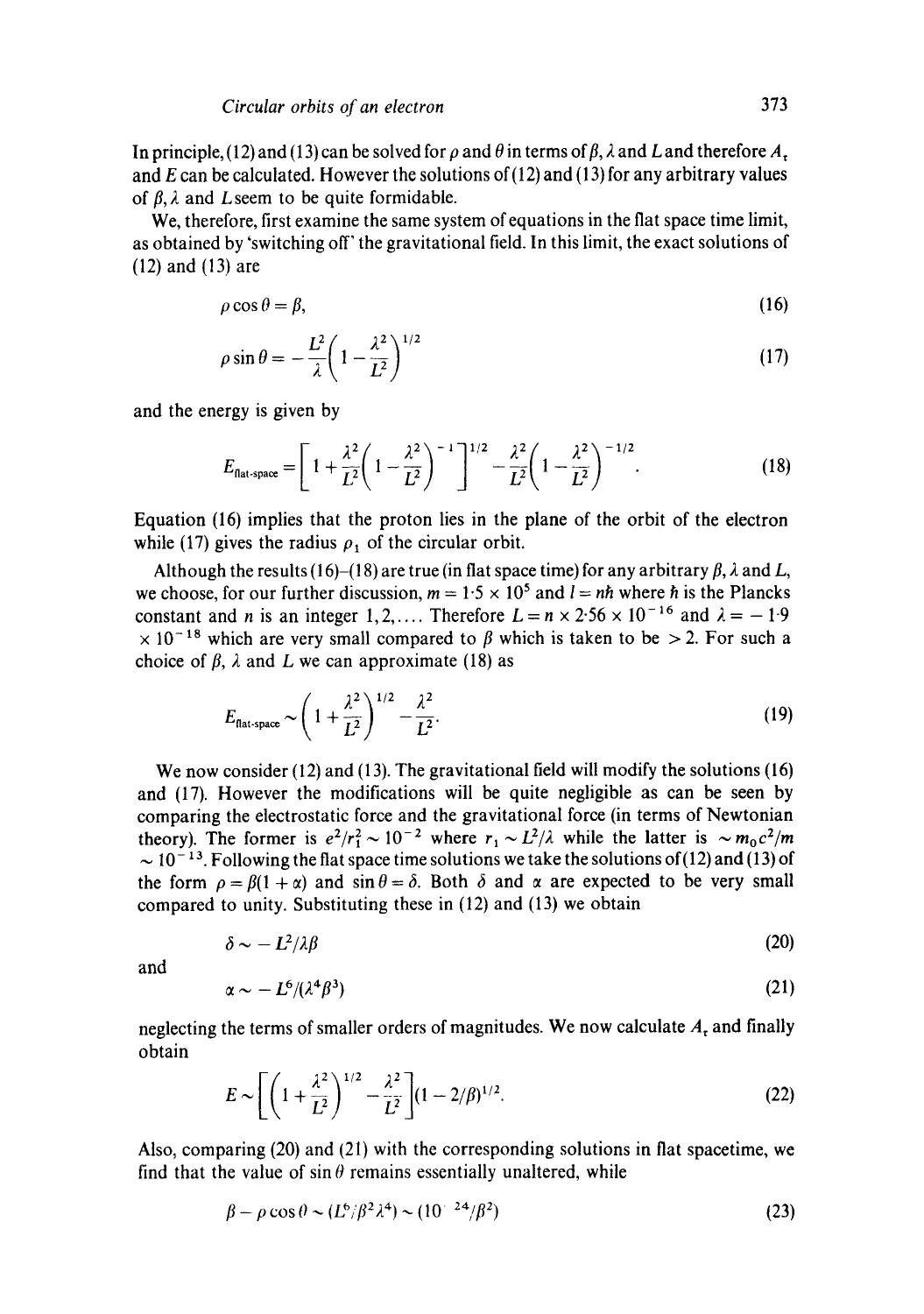In principle, (12) and (13) can be solved for $\rho$ and $\theta$ in terms of $\beta$, $\lambda$ and $L$ and therefore $A_t$ and $E$ can be calculated. However the solutions of (12) and (13) for any arbitrary values of $\beta$, $\lambda$ and $L$ seem to be quite formidable.

We, therefore, first examine the same system of equations in the flat space time limit, as obtained by 'switching off' the gravitational field. In this limit, the exact solutions of (12) and (13) are

$$\rho \cos \theta = \beta, \tag{16}$$

$$\rho \sin \theta = -\frac{L^2}{\lambda}\left(1 - \frac{\lambda^2}{L^2}\right)^{1/2} \tag{17}$$

and the energy is given by

$$E_{\text{flat-space}} = \left[1 + \frac{\lambda^2}{L^2}\left(1 - \frac{\lambda^2}{L^2}\right)^{-1}\right]^{1/2} - \frac{\lambda^2}{L^2}\left(1 - \frac{\lambda^2}{L^2}\right)^{-1/2}. \tag{18}$$

Equation (16) implies that the proton lies in the plane of the orbit of the electron while (17) gives the radius $\rho_1$ of the circular orbit.

Although the results (16)–(18) are true (in flat space time) for any arbitrary $\beta$, $\lambda$ and $L$, we choose, for our further discussion, $m = 1{\cdot}5 \times 10^5$ and $l = n\hbar$ where $\hbar$ is the Plancks constant and $n$ is an integer $1, 2, \ldots$. Therefore $L = n \times 2{\cdot}56 \times 10^{-16}$ and $\lambda = -1{\cdot}9 \times 10^{-18}$ which are very small compared to $\beta$ which is taken to be $> 2$. For such a choice of $\beta$, $\lambda$ and $L$ we can approximate (18) as

$$E_{\text{flat-space}} \sim \left(1 + \frac{\lambda^2}{L^2}\right)^{1/2} - \frac{\lambda^2}{L^2}. \tag{19}$$

We now consider (12) and (13). The gravitational field will modify the solutions (16) and (17). However the modifications will be quite negligible as can be seen by comparing the electrostatic force and the gravitational force (in terms of Newtonian theory). The former is $e^2/r_1^2 \sim 10^{-2}$ where $r_1 \sim L^2/\lambda$ while the latter is $\sim m_0 c^2/m \sim 10^{-13}$. Following the flat space time solutions we take the solutions of (12) and (13) of the form $\rho = \beta(1 + \alpha)$ and $\sin\theta = \delta$. Both $\delta$ and $\alpha$ are expected to be very small compared to unity. Substituting these in (12) and (13) we obtain

$$\delta \sim -L^2/\lambda\beta \tag{20}$$

and

$$\alpha \sim -L^6/(\lambda^4\beta^3) \tag{21}$$

neglecting the terms of smaller orders of magnitudes. We now calculate $A_t$ and finally obtain

$$E \sim \left[\left(1 + \frac{\lambda^2}{L^2}\right)^{1/2} - \frac{\lambda^2}{L^2}\right](1 - 2/\beta)^{1/2}. \tag{22}$$

Also, comparing (20) and (21) with the corresponding solutions in flat spacetime, we find that the value of $\sin\theta$ remains essentially unaltered, while

$$\beta - \rho\cos\theta \sim (L^6/\beta^2\lambda^4) \sim (10^{-24}/\beta^2) \tag{23}$$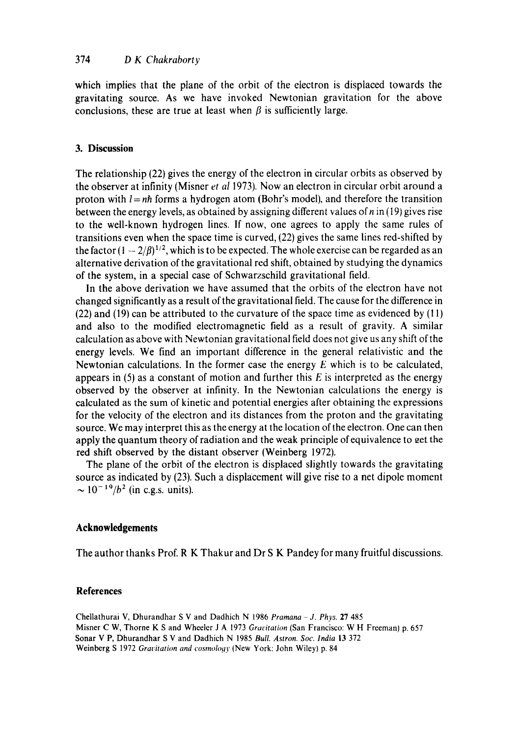which implies that the plane of the orbit of the electron is displaced towards the gravitating source. As we have invoked Newtonian gravitation for the above conclusions, these are true at least when $\beta$ is sufficiently large.

## 3. Discussion

The relationship (22) gives the energy of the electron in circular orbits as observed by the observer at infinity (Misner *et al* 1973). Now an electron in circular orbit around a proton with $l = n\hbar$ forms a hydrogen atom (Bohr's model), and therefore the transition between the energy levels, as obtained by assigning different values of $n$ in (19) gives rise to the well-known hydrogen lines. If now, one agrees to apply the same rules of transitions even when the space time is curved, (22) gives the same lines red-shifted by the factor $(1 - 2/\beta)^{1/2}$, which is to be expected. The whole exercise can be regarded as an alternative derivation of the gravitational red shift, obtained by studying the dynamics of the system, in a special case of Schwarzschild gravitational field.

In the above derivation we have assumed that the orbits of the electron have not changed significantly as a result of the gravitational field. The cause for the difference in (22) and (19) can be attributed to the curvature of the space time as evidenced by (11) and also to the modified electromagnetic field as a result of gravity. A similar calculation as above with Newtonian gravitational field does not give us any shift of the energy levels. We find an important difference in the general relativistic and the Newtonian calculations. In the former case the energy $E$ which is to be calculated, appears in (5) as a constant of motion and further this $E$ is interpreted as the energy observed by the observer at infinity. In the Newtonian calculations the energy is calculated as the sum of kinetic and potential energies after obtaining the expressions for the velocity of the electron and its distances from the proton and the gravitating source. We may interpret this as the energy at the location of the electron. One can then apply the quantum theory of radiation and the weak principle of equivalence to get the red shift observed by the distant observer (Weinberg 1972).

The plane of the orbit of the electron is displaced slightly towards the gravitating source as indicated by (23). Such a displacement will give rise to a net dipole moment $\sim 10^{-19}/b^2$ (in c.g.s. units).

## Acknowledgements

The author thanks Prof. R K Thakur and Dr S K Pandey for many fruitful discussions.

## References

Chellathurai V, Dhurandhar S V and Dadhich N 1986 *Pramana – J. Phys.* **27** 485

Misner C W, Thorne K S and Wheeler J A 1973 *Gravitation* (San Francisco: W H Freeman) p. 657

Sonar V P, Dhurandhar S V and Dadhich N 1985 *Bull. Astron. Soc. India* **13** 372

Weinberg S 1972 *Gravitation and cosmology* (New York: John Wiley) p. 84